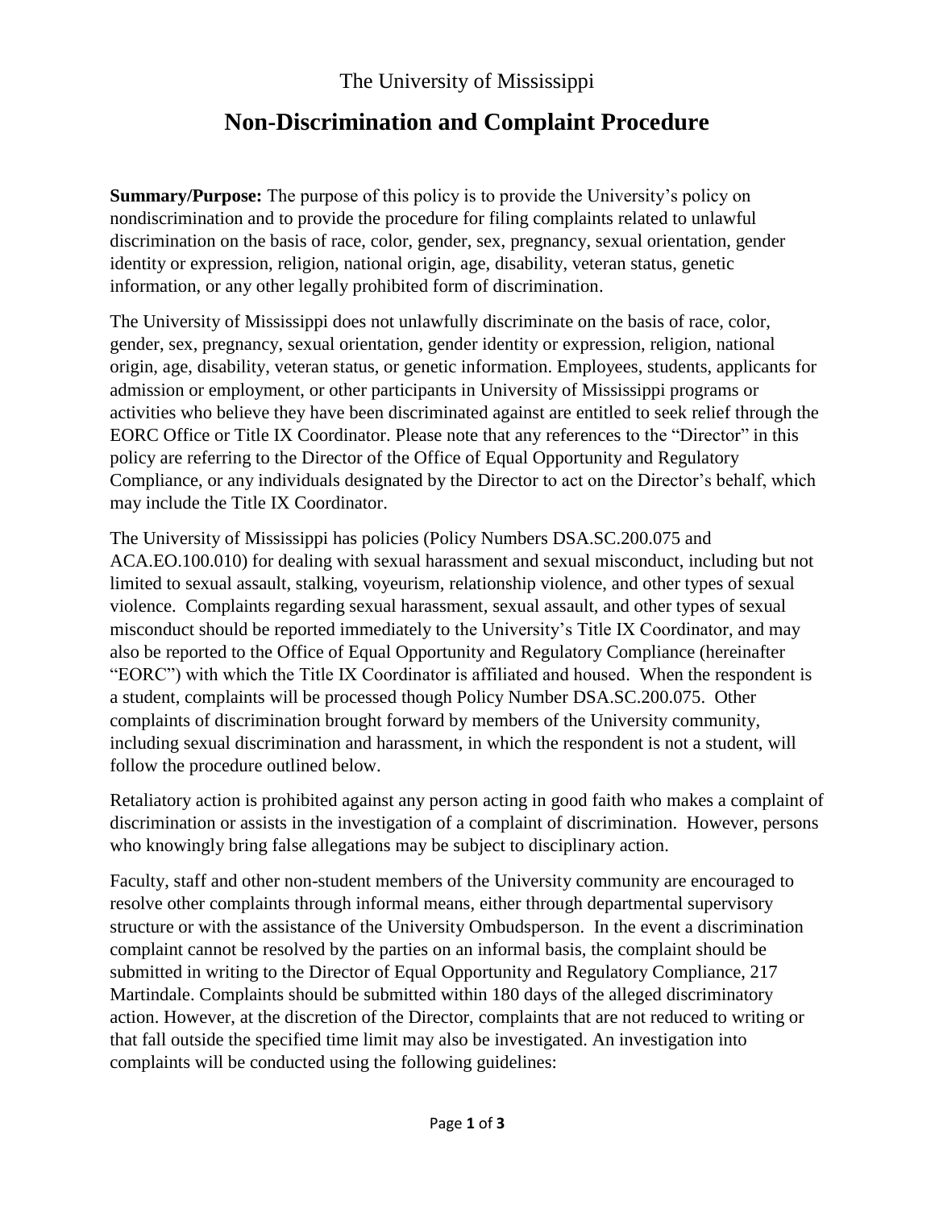The University of Mississippi

# Non-Discrimination and Complaint Procedure

**Summary/Purpose:** The purpose of this policy is to provide the University's policy on nondiscrimination and to provide the procedure for filing complaints related to unlawful discrimination on the basis of race, color, gender, sex, pregnancy, sexual orientation, gender identity or expression, religion, national origin, age, disability, veteran status, genetic information, or any other legally prohibited form of discrimination.

The University of Mississippi does not unlawfully discriminate on the basis of race, color, gender, sex, pregnancy, sexual orientation, gender identity or expression, religion, national origin, age, disability, veteran status, or genetic information. Employees, students, applicants for admission or employment, or other participants in University of Mississippi programs or activities who believe they have been discriminated against are entitled to seek relief through the EORC Office or Title IX Coordinator. Please note that any references to the "Director" in this policy are referring to the Director of the Office of Equal Opportunity and Regulatory Compliance, or any individuals designated by the Director to act on the Director's behalf, which may include the Title IX Coordinator.

The University of Mississippi has policies (Policy Numbers DSA.SC.200.075 and ACA.EO.100.010) for dealing with sexual harassment and sexual misconduct, including but not limited to sexual assault, stalking, voyeurism, relationship violence, and other types of sexual violence. Complaints regarding sexual harassment, sexual assault, and other types of sexual misconduct should be reported immediately to the University's Title IX Coordinator, and may also be reported to the Office of Equal Opportunity and Regulatory Compliance (hereinafter "EORC") with which the Title IX Coordinator is affiliated and housed. When the respondent is a student, complaints will be processed though Policy Number DSA.SC.200.075. Other complaints of discrimination brought forward by members of the University community, including sexual discrimination and harassment, in which the respondent is not a student, will follow the procedure outlined below.

Retaliatory action is prohibited against any person acting in good faith who makes a complaint of discrimination or assists in the investigation of a complaint of discrimination. However, persons who knowingly bring false allegations may be subject to disciplinary action.

Faculty, staff and other non-student members of the University community are encouraged to resolve other complaints through informal means, either through departmental supervisory structure or with the assistance of the University Ombudsperson. In the event a discrimination complaint cannot be resolved by the parties on an informal basis, the complaint should be submitted in writing to the Director of Equal Opportunity and Regulatory Compliance, 217 Martindale. Complaints should be submitted within 180 days of the alleged discriminatory action. However, at the discretion of the Director, complaints that are not reduced to writing or that fall outside the specified time limit may also be investigated. An investigation into complaints will be conducted using the following guidelines: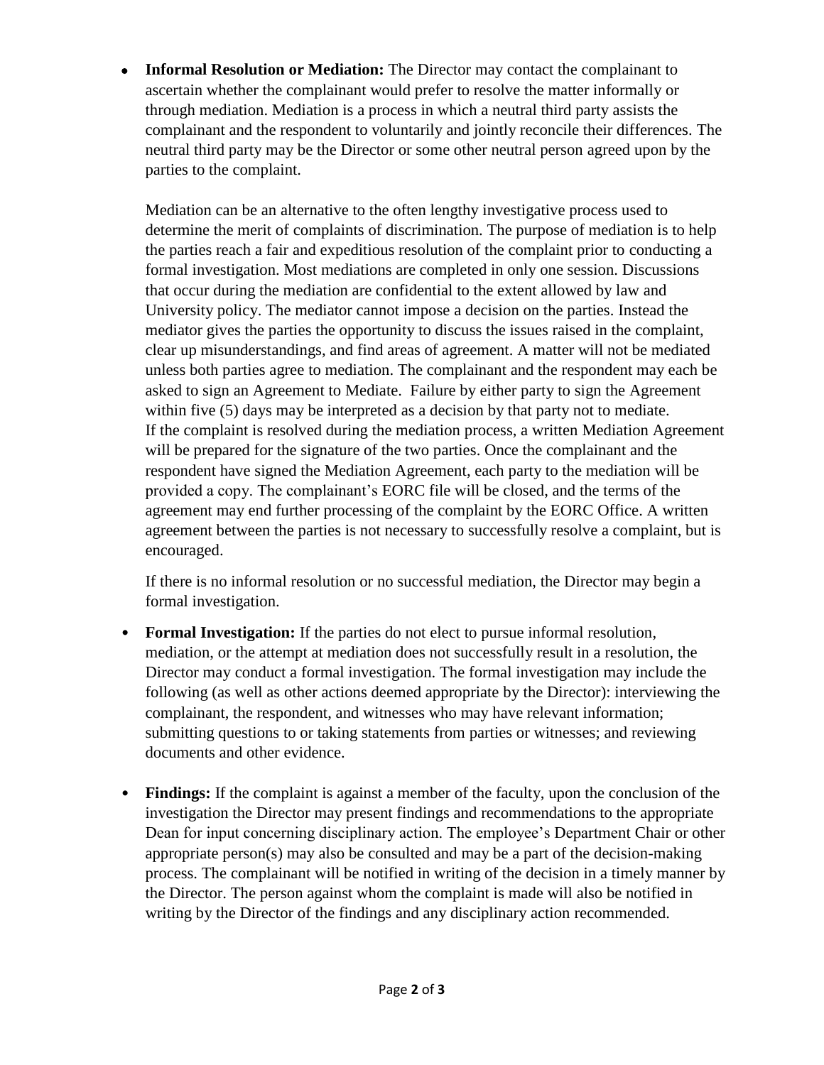- **Informal Resolution or Mediation:** The Director may contact the complainant to ascertain whether the complainant would prefer to resolve the matter informally or through mediation. Mediation is a process in which a neutral third party assists the complainant and the respondent to voluntarily and jointly reconcile their differences. The neutral third party may be the Director or some other neutral person agreed upon by the parties to the complaint.

  Mediation can be an alternative to the often lengthy investigative process used to determine the merit of complaints of discrimination. The purpose of mediation is to help the parties reach a fair and expeditious resolution of the complaint prior to conducting a formal investigation. Most mediations are completed in only one session. Discussions that occur during the mediation are confidential to the extent allowed by law and University policy. The mediator cannot impose a decision on the parties. Instead the mediator gives the parties the opportunity to discuss the issues raised in the complaint, clear up misunderstandings, and find areas of agreement. A matter will not be mediated unless both parties agree to mediation. The complainant and the respondent may each be asked to sign an Agreement to Mediate. Failure by either party to sign the Agreement within five (5) days may be interpreted as a decision by that party not to mediate. If the complaint is resolved during the mediation process, a written Mediation Agreement will be prepared for the signature of the two parties. Once the complainant and the respondent have signed the Mediation Agreement, each party to the mediation will be provided a copy. The complainant's EORC file will be closed, and the terms of the agreement may end further processing of the complaint by the EORC Office. A written agreement between the parties is not necessary to successfully resolve a complaint, but is encouraged.

  If there is no informal resolution or no successful mediation, the Director may begin a formal investigation.

- **Formal Investigation:** If the parties do not elect to pursue informal resolution, mediation, or the attempt at mediation does not successfully result in a resolution, the Director may conduct a formal investigation. The formal investigation may include the following (as well as other actions deemed appropriate by the Director): interviewing the complainant, the respondent, and witnesses who may have relevant information; submitting questions to or taking statements from parties or witnesses; and reviewing documents and other evidence.

- **Findings:** If the complaint is against a member of the faculty, upon the conclusion of the investigation the Director may present findings and recommendations to the appropriate Dean for input concerning disciplinary action. The employee's Department Chair or other appropriate person(s) may also be consulted and may be a part of the decision-making process. The complainant will be notified in writing of the decision in a timely manner by the Director. The person against whom the complaint is made will also be notified in writing by the Director of the findings and any disciplinary action recommended.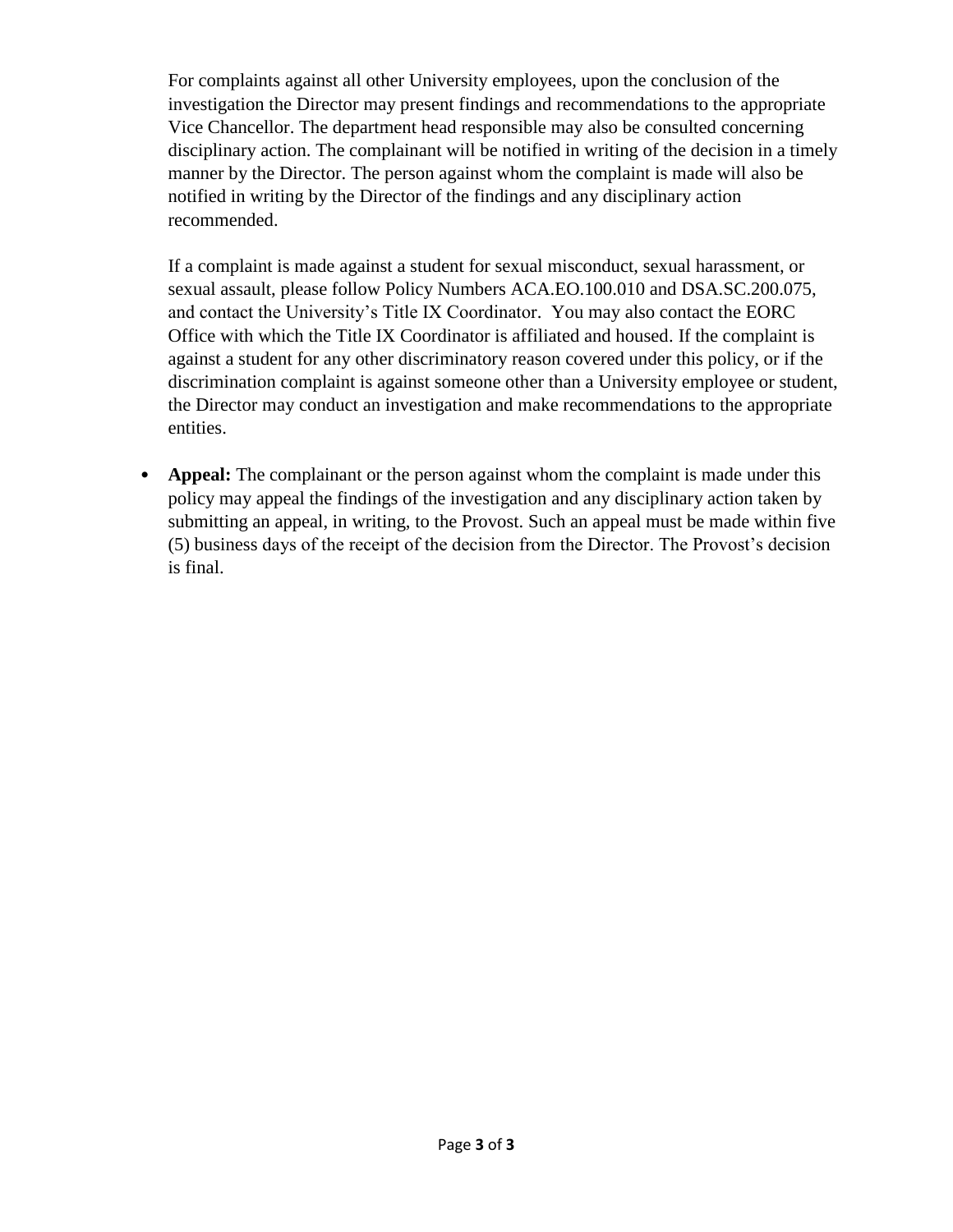For complaints against all other University employees, upon the conclusion of the investigation the Director may present findings and recommendations to the appropriate Vice Chancellor. The department head responsible may also be consulted concerning disciplinary action. The complainant will be notified in writing of the decision in a timely manner by the Director. The person against whom the complaint is made will also be notified in writing by the Director of the findings and any disciplinary action recommended.

If a complaint is made against a student for sexual misconduct, sexual harassment, or sexual assault, please follow Policy Numbers ACA.EO.100.010 and DSA.SC.200.075, and contact the University's Title IX Coordinator. You may also contact the EORC Office with which the Title IX Coordinator is affiliated and housed. If the complaint is against a student for any other discriminatory reason covered under this policy, or if the discrimination complaint is against someone other than a University employee or student, the Director may conduct an investigation and make recommendations to the appropriate entities.

- **Appeal:** The complainant or the person against whom the complaint is made under this policy may appeal the findings of the investigation and any disciplinary action taken by submitting an appeal, in writing, to the Provost. Such an appeal must be made within five (5) business days of the receipt of the decision from the Director. The Provost's decision is final.